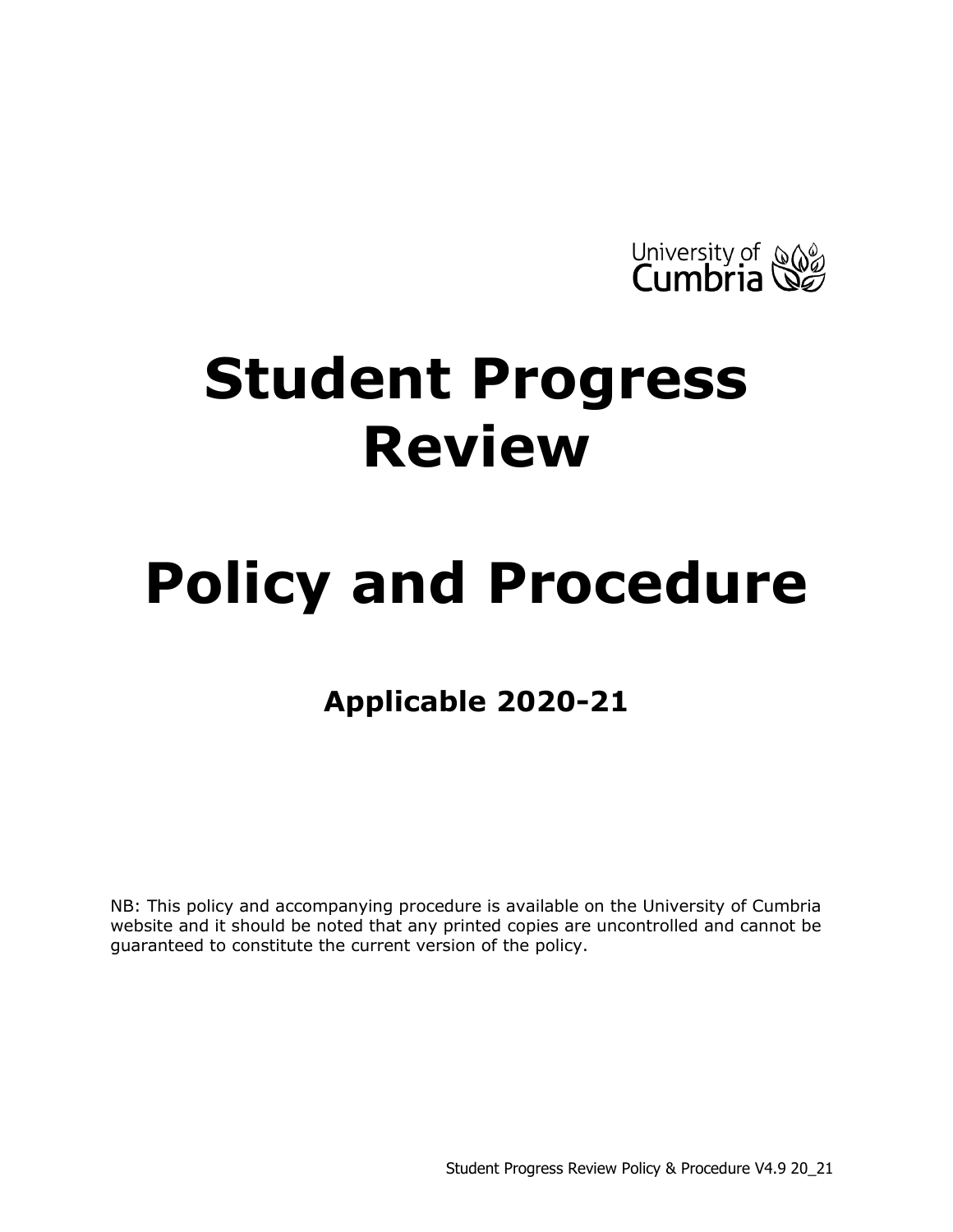University of Cumbria

# Student Progress Review

# Policy and Procedure

## Applicable 2020-21

NB: This policy and accompanying procedure is available on the University of Cumbria website and it should be noted that any printed copies are uncontrolled and cannot be guaranteed to constitute the current version of the policy.

Student Progress Review Policy & Procedure V4.9 20_21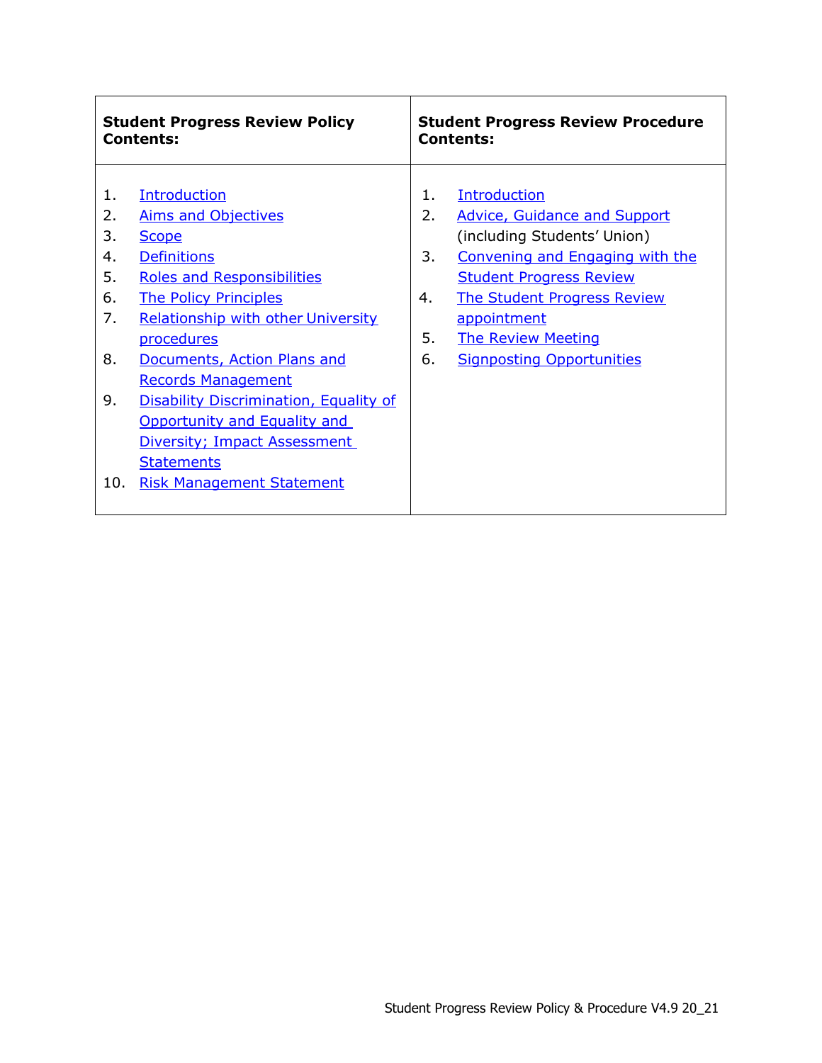| **Student Progress Review Policy Contents:** | **Student Progress Review Procedure Contents:** |
| --- | --- |
| 1. Introduction<br>2. Aims and Objectives<br>3. Scope<br>4. Definitions<br>5. Roles and Responsibilities<br>6. The Policy Principles<br>7. Relationship with other University procedures<br>8. Documents, Action Plans and Records Management<br>9. Disability Discrimination, Equality of Opportunity and Equality and Diversity; Impact Assessment Statements<br>10. Risk Management Statement | 1. Introduction<br>2. Advice, Guidance and Support (including Students' Union)<br>3. Convening and Engaging with the Student Progress Review<br>4. The Student Progress Review appointment<br>5. The Review Meeting<br>6. Signposting Opportunities |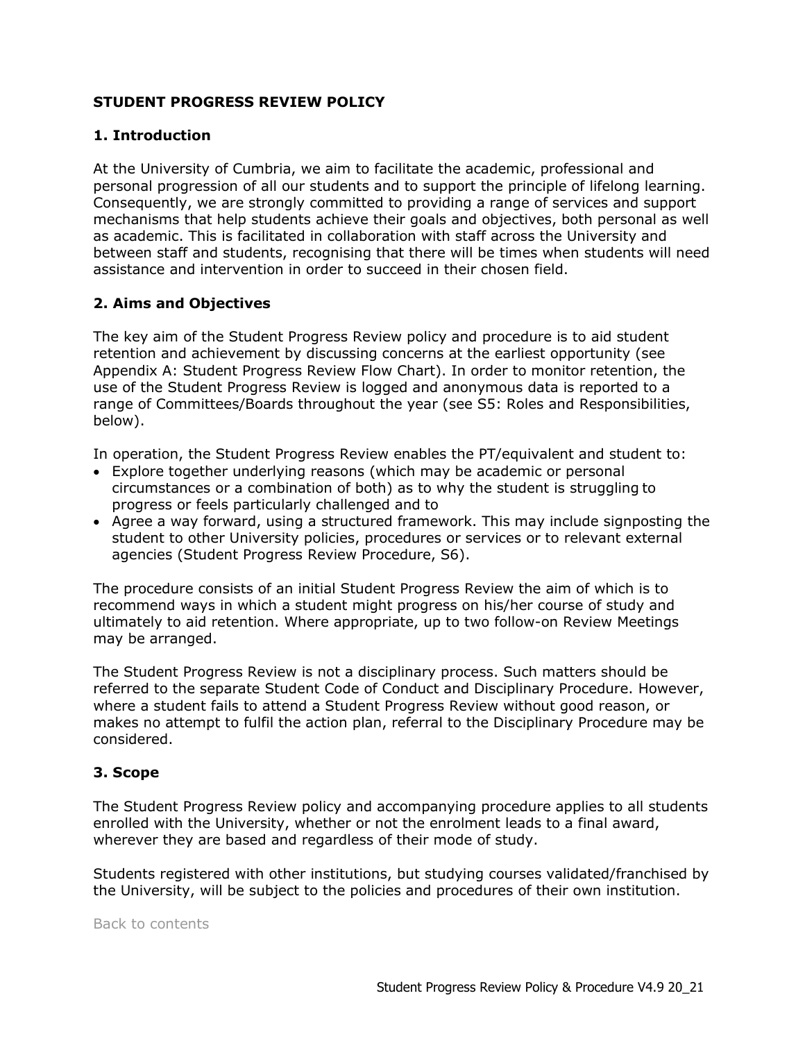**STUDENT PROGRESS REVIEW POLICY**

## 1. Introduction

At the University of Cumbria, we aim to facilitate the academic, professional and personal progression of all our students and to support the principle of lifelong learning. Consequently, we are strongly committed to providing a range of services and support mechanisms that help students achieve their goals and objectives, both personal as well as academic. This is facilitated in collaboration with staff across the University and between staff and students, recognising that there will be times when students will need assistance and intervention in order to succeed in their chosen field.

## 2. Aims and Objectives

The key aim of the Student Progress Review policy and procedure is to aid student retention and achievement by discussing concerns at the earliest opportunity (see Appendix A: Student Progress Review Flow Chart). In order to monitor retention, the use of the Student Progress Review is logged and anonymous data is reported to a range of Committees/Boards throughout the year (see S5: Roles and Responsibilities, below).

In operation, the Student Progress Review enables the PT/equivalent and student to:

- Explore together underlying reasons (which may be academic or personal circumstances or a combination of both) as to why the student is struggling to progress or feels particularly challenged and to
- Agree a way forward, using a structured framework. This may include signposting the student to other University policies, procedures or services or to relevant external agencies (Student Progress Review Procedure, S6).

The procedure consists of an initial Student Progress Review the aim of which is to recommend ways in which a student might progress on his/her course of study and ultimately to aid retention. Where appropriate, up to two follow-on Review Meetings may be arranged.

The Student Progress Review is not a disciplinary process. Such matters should be referred to the separate Student Code of Conduct and Disciplinary Procedure. However, where a student fails to attend a Student Progress Review without good reason, or makes no attempt to fulfil the action plan, referral to the Disciplinary Procedure may be considered.

## 3. Scope

The Student Progress Review policy and accompanying procedure applies to all students enrolled with the University, whether or not the enrolment leads to a final award, wherever they are based and regardless of their mode of study.

Students registered with other institutions, but studying courses validated/franchised by the University, will be subject to the policies and procedures of their own institution.

Back to contents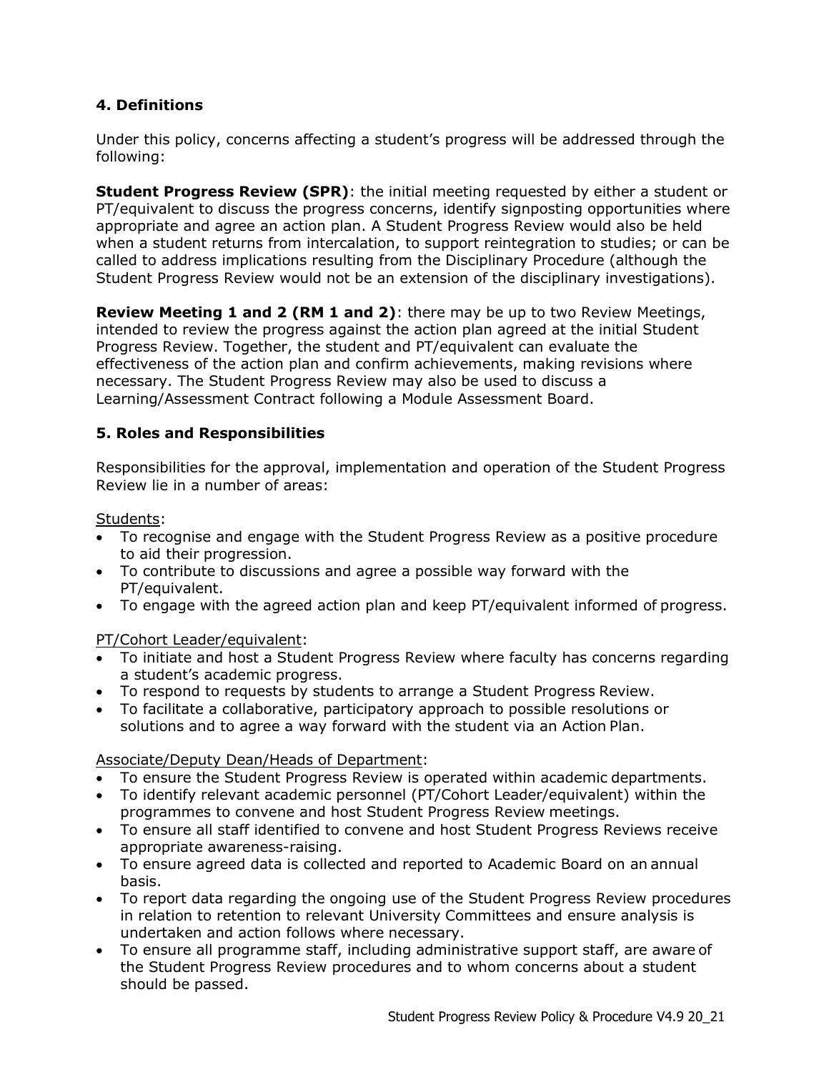## 4. Definitions

Under this policy, concerns affecting a student's progress will be addressed through the following:

**Student Progress Review (SPR)**: the initial meeting requested by either a student or PT/equivalent to discuss the progress concerns, identify signposting opportunities where appropriate and agree an action plan. A Student Progress Review would also be held when a student returns from intercalation, to support reintegration to studies; or can be called to address implications resulting from the Disciplinary Procedure (although the Student Progress Review would not be an extension of the disciplinary investigations).

**Review Meeting 1 and 2 (RM 1 and 2)**: there may be up to two Review Meetings, intended to review the progress against the action plan agreed at the initial Student Progress Review. Together, the student and PT/equivalent can evaluate the effectiveness of the action plan and confirm achievements, making revisions where necessary. The Student Progress Review may also be used to discuss a Learning/Assessment Contract following a Module Assessment Board.

## 5. Roles and Responsibilities

Responsibilities for the approval, implementation and operation of the Student Progress Review lie in a number of areas:

Students:

- To recognise and engage with the Student Progress Review as a positive procedure to aid their progression.
- To contribute to discussions and agree a possible way forward with the PT/equivalent.
- To engage with the agreed action plan and keep PT/equivalent informed of progress.

PT/Cohort Leader/equivalent:

- To initiate and host a Student Progress Review where faculty has concerns regarding a student's academic progress.
- To respond to requests by students to arrange a Student Progress Review.
- To facilitate a collaborative, participatory approach to possible resolutions or solutions and to agree a way forward with the student via an Action Plan.

Associate/Deputy Dean/Heads of Department:

- To ensure the Student Progress Review is operated within academic departments.
- To identify relevant academic personnel (PT/Cohort Leader/equivalent) within the programmes to convene and host Student Progress Review meetings.
- To ensure all staff identified to convene and host Student Progress Reviews receive appropriate awareness-raising.
- To ensure agreed data is collected and reported to Academic Board on an annual basis.
- To report data regarding the ongoing use of the Student Progress Review procedures in relation to retention to relevant University Committees and ensure analysis is undertaken and action follows where necessary.
- To ensure all programme staff, including administrative support staff, are aware of the Student Progress Review procedures and to whom concerns about a student should be passed.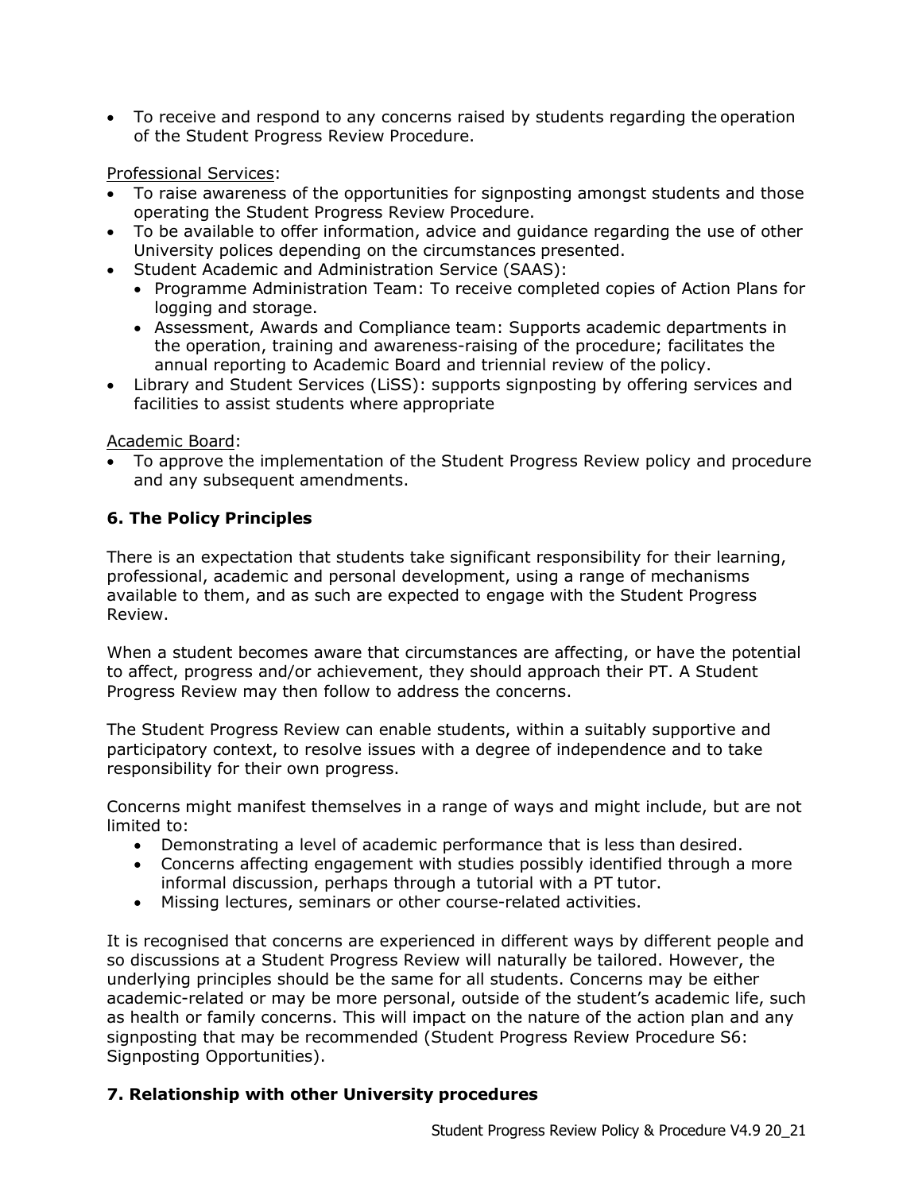- To receive and respond to any concerns raised by students regarding the operation of the Student Progress Review Procedure.

Professional Services:

- To raise awareness of the opportunities for signposting amongst students and those operating the Student Progress Review Procedure.
- To be available to offer information, advice and guidance regarding the use of other University polices depending on the circumstances presented.
- Student Academic and Administration Service (SAAS):
  - Programme Administration Team: To receive completed copies of Action Plans for logging and storage.
  - Assessment, Awards and Compliance team: Supports academic departments in the operation, training and awareness-raising of the procedure; facilitates the annual reporting to Academic Board and triennial review of the policy.
- Library and Student Services (LiSS): supports signposting by offering services and facilities to assist students where appropriate

Academic Board:

- To approve the implementation of the Student Progress Review policy and procedure and any subsequent amendments.

## 6. The Policy Principles

There is an expectation that students take significant responsibility for their learning, professional, academic and personal development, using a range of mechanisms available to them, and as such are expected to engage with the Student Progress Review.

When a student becomes aware that circumstances are affecting, or have the potential to affect, progress and/or achievement, they should approach their PT. A Student Progress Review may then follow to address the concerns.

The Student Progress Review can enable students, within a suitably supportive and participatory context, to resolve issues with a degree of independence and to take responsibility for their own progress.

Concerns might manifest themselves in a range of ways and might include, but are not limited to:

- Demonstrating a level of academic performance that is less than desired.
- Concerns affecting engagement with studies possibly identified through a more informal discussion, perhaps through a tutorial with a PT tutor.
- Missing lectures, seminars or other course-related activities.

It is recognised that concerns are experienced in different ways by different people and so discussions at a Student Progress Review will naturally be tailored. However, the underlying principles should be the same for all students. Concerns may be either academic-related or may be more personal, outside of the student's academic life, such as health or family concerns. This will impact on the nature of the action plan and any signposting that may be recommended (Student Progress Review Procedure S6: Signposting Opportunities).

## 7. Relationship with other University procedures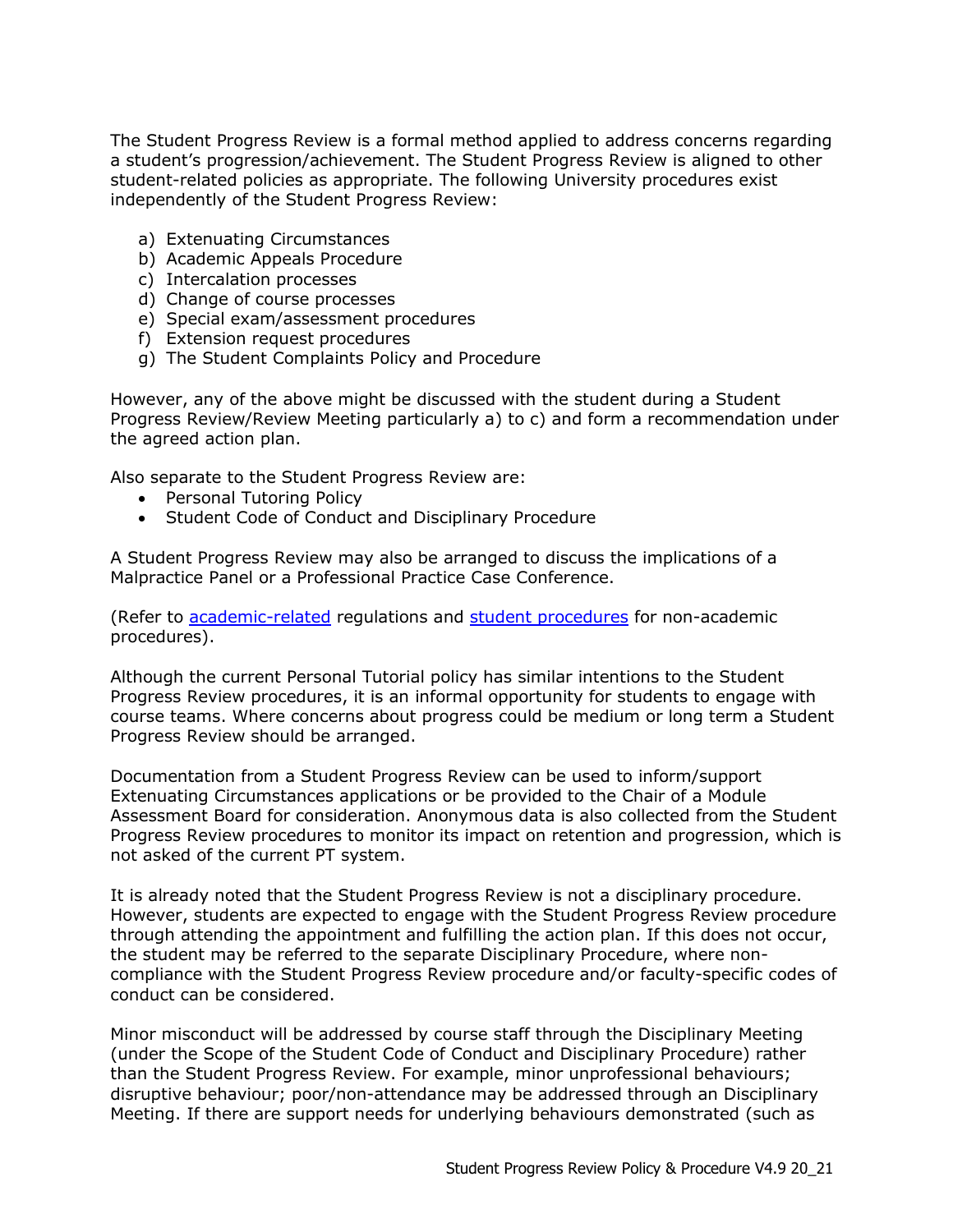The Student Progress Review is a formal method applied to address concerns regarding a student's progression/achievement. The Student Progress Review is aligned to other student-related policies as appropriate. The following University procedures exist independently of the Student Progress Review:

a) Extenuating Circumstances
b) Academic Appeals Procedure
c) Intercalation processes
d) Change of course processes
e) Special exam/assessment procedures
f) Extension request procedures
g) The Student Complaints Policy and Procedure

However, any of the above might be discussed with the student during a Student Progress Review/Review Meeting particularly a) to c) and form a recommendation under the agreed action plan.

Also separate to the Student Progress Review are:

- Personal Tutoring Policy
- Student Code of Conduct and Disciplinary Procedure

A Student Progress Review may also be arranged to discuss the implications of a Malpractice Panel or a Professional Practice Case Conference.

(Refer to academic-related regulations and student procedures for non-academic procedures).

Although the current Personal Tutorial policy has similar intentions to the Student Progress Review procedures, it is an informal opportunity for students to engage with course teams. Where concerns about progress could be medium or long term a Student Progress Review should be arranged.

Documentation from a Student Progress Review can be used to inform/support Extenuating Circumstances applications or be provided to the Chair of a Module Assessment Board for consideration. Anonymous data is also collected from the Student Progress Review procedures to monitor its impact on retention and progression, which is not asked of the current PT system.

It is already noted that the Student Progress Review is not a disciplinary procedure. However, students are expected to engage with the Student Progress Review procedure through attending the appointment and fulfilling the action plan. If this does not occur, the student may be referred to the separate Disciplinary Procedure, where non-compliance with the Student Progress Review procedure and/or faculty-specific codes of conduct can be considered.

Minor misconduct will be addressed by course staff through the Disciplinary Meeting (under the Scope of the Student Code of Conduct and Disciplinary Procedure) rather than the Student Progress Review. For example, minor unprofessional behaviours; disruptive behaviour; poor/non-attendance may be addressed through an Disciplinary Meeting. If there are support needs for underlying behaviours demonstrated (such as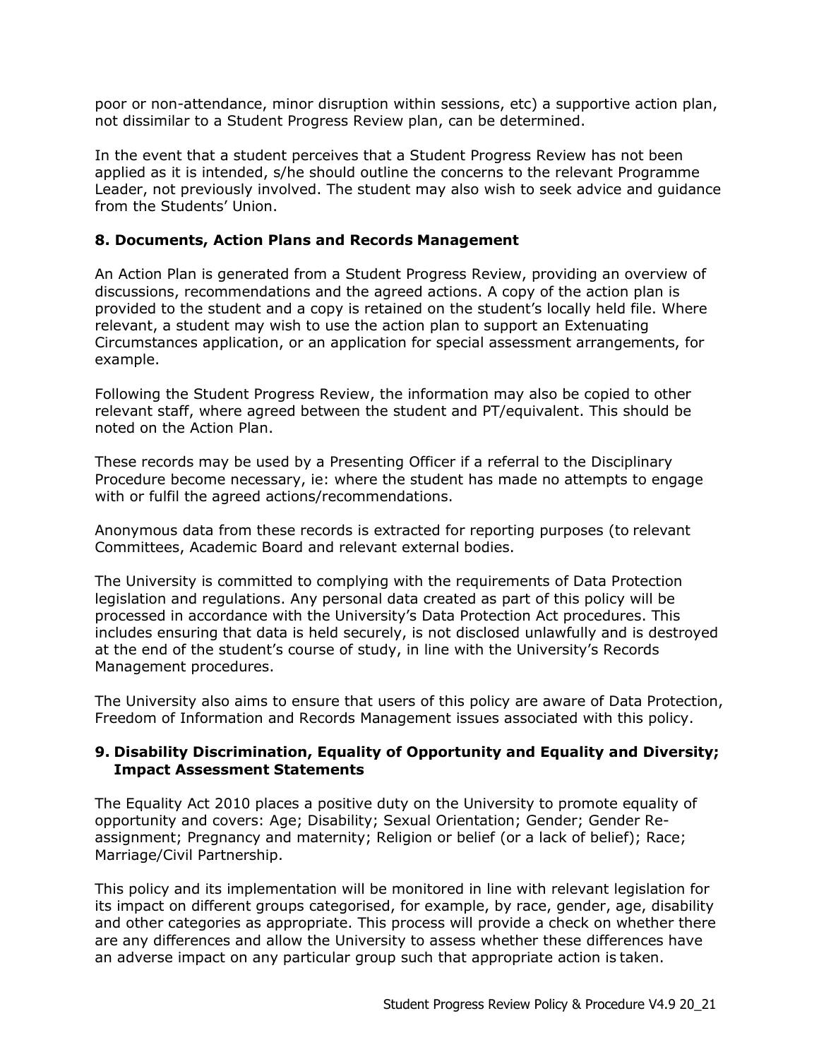poor or non-attendance, minor disruption within sessions, etc) a supportive action plan, not dissimilar to a Student Progress Review plan, can be determined.

In the event that a student perceives that a Student Progress Review has not been applied as it is intended, s/he should outline the concerns to the relevant Programme Leader, not previously involved. The student may also wish to seek advice and guidance from the Students' Union.

## 8. Documents, Action Plans and Records Management

An Action Plan is generated from a Student Progress Review, providing an overview of discussions, recommendations and the agreed actions. A copy of the action plan is provided to the student and a copy is retained on the student's locally held file. Where relevant, a student may wish to use the action plan to support an Extenuating Circumstances application, or an application for special assessment arrangements, for example.

Following the Student Progress Review, the information may also be copied to other relevant staff, where agreed between the student and PT/equivalent. This should be noted on the Action Plan.

These records may be used by a Presenting Officer if a referral to the Disciplinary Procedure become necessary, ie: where the student has made no attempts to engage with or fulfil the agreed actions/recommendations.

Anonymous data from these records is extracted for reporting purposes (to relevant Committees, Academic Board and relevant external bodies.

The University is committed to complying with the requirements of Data Protection legislation and regulations. Any personal data created as part of this policy will be processed in accordance with the University's Data Protection Act procedures. This includes ensuring that data is held securely, is not disclosed unlawfully and is destroyed at the end of the student's course of study, in line with the University's Records Management procedures.

The University also aims to ensure that users of this policy are aware of Data Protection, Freedom of Information and Records Management issues associated with this policy.

## 9. Disability Discrimination, Equality of Opportunity and Equality and Diversity; Impact Assessment Statements

The Equality Act 2010 places a positive duty on the University to promote equality of opportunity and covers: Age; Disability; Sexual Orientation; Gender; Gender Re-assignment; Pregnancy and maternity; Religion or belief (or a lack of belief); Race; Marriage/Civil Partnership.

This policy and its implementation will be monitored in line with relevant legislation for its impact on different groups categorised, for example, by race, gender, age, disability and other categories as appropriate. This process will provide a check on whether there are any differences and allow the University to assess whether these differences have an adverse impact on any particular group such that appropriate action is taken.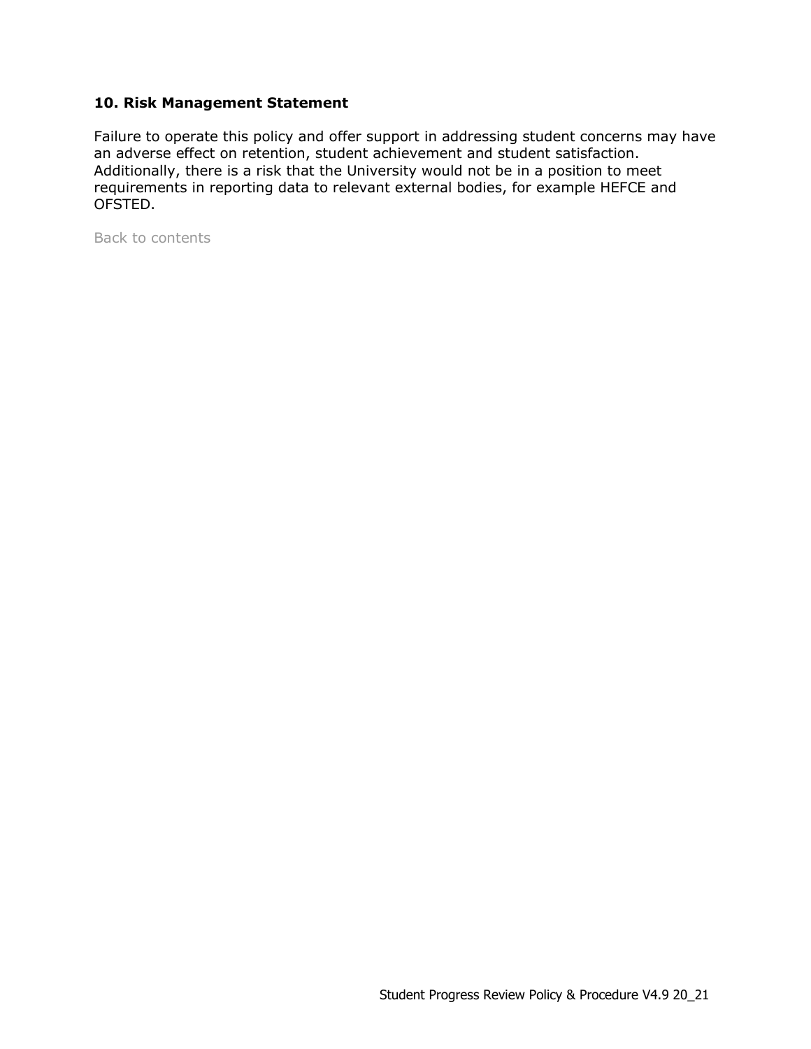## 10. Risk Management Statement

Failure to operate this policy and offer support in addressing student concerns may have an adverse effect on retention, student achievement and student satisfaction. Additionally, there is a risk that the University would not be in a position to meet requirements in reporting data to relevant external bodies, for example HEFCE and OFSTED.

Back to contents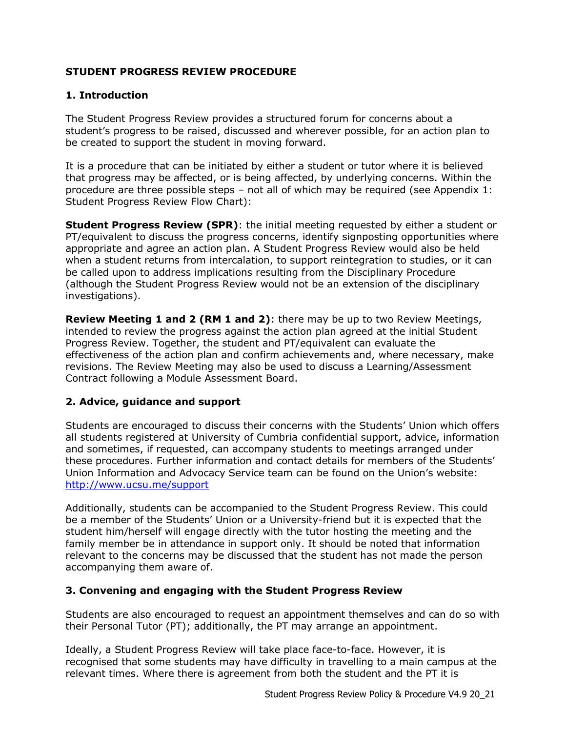## STUDENT PROGRESS REVIEW PROCEDURE

### 1. Introduction

The Student Progress Review provides a structured forum for concerns about a student's progress to be raised, discussed and wherever possible, for an action plan to be created to support the student in moving forward.

It is a procedure that can be initiated by either a student or tutor where it is believed that progress may be affected, or is being affected, by underlying concerns. Within the procedure are three possible steps – not all of which may be required (see Appendix 1: Student Progress Review Flow Chart):

**Student Progress Review (SPR)**: the initial meeting requested by either a student or PT/equivalent to discuss the progress concerns, identify signposting opportunities where appropriate and agree an action plan. A Student Progress Review would also be held when a student returns from intercalation, to support reintegration to studies, or it can be called upon to address implications resulting from the Disciplinary Procedure (although the Student Progress Review would not be an extension of the disciplinary investigations).

**Review Meeting 1 and 2 (RM 1 and 2)**: there may be up to two Review Meetings, intended to review the progress against the action plan agreed at the initial Student Progress Review. Together, the student and PT/equivalent can evaluate the effectiveness of the action plan and confirm achievements and, where necessary, make revisions. The Review Meeting may also be used to discuss a Learning/Assessment Contract following a Module Assessment Board.

### 2. Advice, guidance and support

Students are encouraged to discuss their concerns with the Students' Union which offers all students registered at University of Cumbria confidential support, advice, information and sometimes, if requested, can accompany students to meetings arranged under these procedures. Further information and contact details for members of the Students' Union Information and Advocacy Service team can be found on the Union's website: [http://www.ucsu.me/support](http://www.ucsu.me/support)

Additionally, students can be accompanied to the Student Progress Review. This could be a member of the Students' Union or a University-friend but it is expected that the student him/herself will engage directly with the tutor hosting the meeting and the family member be in attendance in support only. It should be noted that information relevant to the concerns may be discussed that the student has not made the person accompanying them aware of.

### 3. Convening and engaging with the Student Progress Review

Students are also encouraged to request an appointment themselves and can do so with their Personal Tutor (PT); additionally, the PT may arrange an appointment.

Ideally, a Student Progress Review will take place face-to-face. However, it is recognised that some students may have difficulty in travelling to a main campus at the relevant times. Where there is agreement from both the student and the PT it is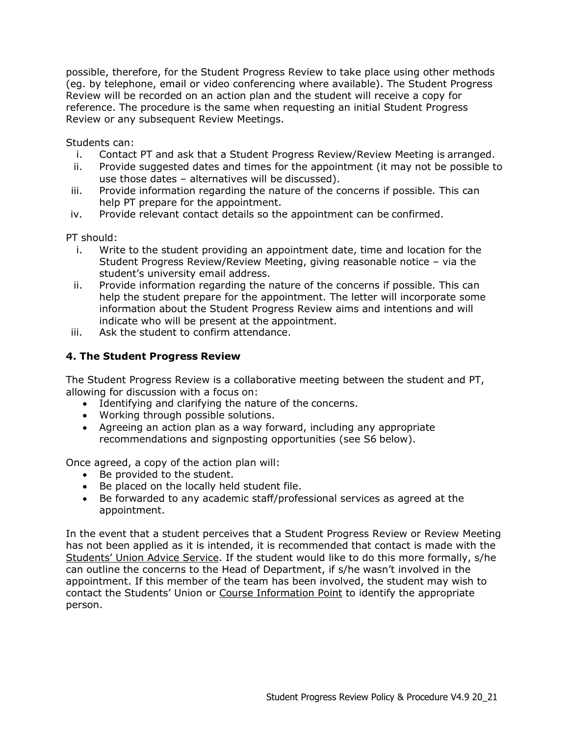possible, therefore, for the Student Progress Review to take place using other methods (eg. by telephone, email or video conferencing where available). The Student Progress Review will be recorded on an action plan and the student will receive a copy for reference. The procedure is the same when requesting an initial Student Progress Review or any subsequent Review Meetings.

Students can:

i. Contact PT and ask that a Student Progress Review/Review Meeting is arranged.
ii. Provide suggested dates and times for the appointment (it may not be possible to use those dates – alternatives will be discussed).
iii. Provide information regarding the nature of the concerns if possible. This can help PT prepare for the appointment.
iv. Provide relevant contact details so the appointment can be confirmed.

PT should:

i. Write to the student providing an appointment date, time and location for the Student Progress Review/Review Meeting, giving reasonable notice – via the student's university email address.
ii. Provide information regarding the nature of the concerns if possible. This can help the student prepare for the appointment. The letter will incorporate some information about the Student Progress Review aims and intentions and will indicate who will be present at the appointment.
iii. Ask the student to confirm attendance.

### 4. The Student Progress Review

The Student Progress Review is a collaborative meeting between the student and PT, allowing for discussion with a focus on:

- Identifying and clarifying the nature of the concerns.
- Working through possible solutions.
- Agreeing an action plan as a way forward, including any appropriate recommendations and signposting opportunities (see S6 below).

Once agreed, a copy of the action plan will:

- Be provided to the student.
- Be placed on the locally held student file.
- Be forwarded to any academic staff/professional services as agreed at the appointment.

In the event that a student perceives that a Student Progress Review or Review Meeting has not been applied as it is intended, it is recommended that contact is made with the Students' Union Advice Service. If the student would like to do this more formally, s/he can outline the concerns to the Head of Department, if s/he wasn't involved in the appointment. If this member of the team has been involved, the student may wish to contact the Students' Union or Course Information Point to identify the appropriate person.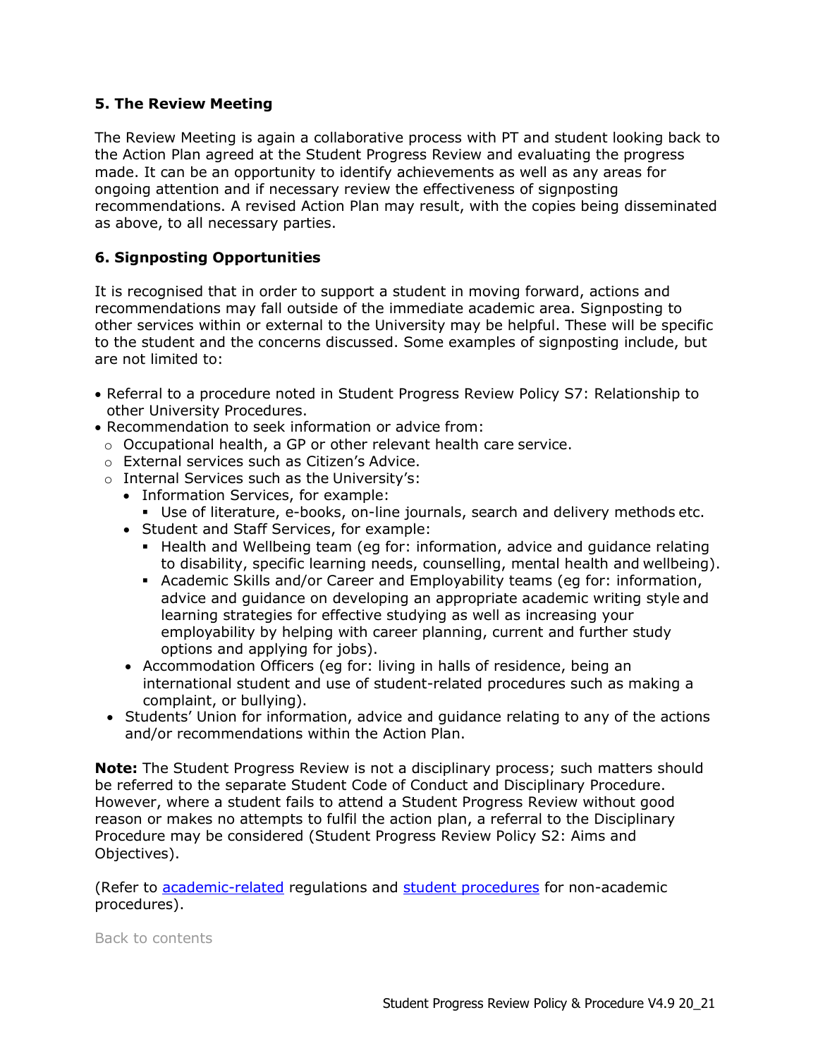### 5. The Review Meeting

The Review Meeting is again a collaborative process with PT and student looking back to the Action Plan agreed at the Student Progress Review and evaluating the progress made. It can be an opportunity to identify achievements as well as any areas for ongoing attention and if necessary review the effectiveness of signposting recommendations. A revised Action Plan may result, with the copies being disseminated as above, to all necessary parties.

### 6. Signposting Opportunities

It is recognised that in order to support a student in moving forward, actions and recommendations may fall outside of the immediate academic area. Signposting to other services within or external to the University may be helpful. These will be specific to the student and the concerns discussed. Some examples of signposting include, but are not limited to:

- Referral to a procedure noted in Student Progress Review Policy S7: Relationship to other University Procedures.
- Recommendation to seek information or advice from:
  - Occupational health, a GP or other relevant health care service.
  - External services such as Citizen's Advice.
  - Internal Services such as the University's:
    - Information Services, for example:
      - Use of literature, e-books, on-line journals, search and delivery methods etc.
    - Student and Staff Services, for example:
      - Health and Wellbeing team (eg for: information, advice and guidance relating to disability, specific learning needs, counselling, mental health and wellbeing).
      - Academic Skills and/or Career and Employability teams (eg for: information, advice and guidance on developing an appropriate academic writing style and learning strategies for effective studying as well as increasing your employability by helping with career planning, current and further study options and applying for jobs).
    - Accommodation Officers (eg for: living in halls of residence, being an international student and use of student-related procedures such as making a complaint, or bullying).
  - Students' Union for information, advice and guidance relating to any of the actions and/or recommendations within the Action Plan.

**Note:** The Student Progress Review is not a disciplinary process; such matters should be referred to the separate Student Code of Conduct and Disciplinary Procedure. However, where a student fails to attend a Student Progress Review without good reason or makes no attempts to fulfil the action plan, a referral to the Disciplinary Procedure may be considered (Student Progress Review Policy S2: Aims and Objectives).

(Refer to academic-related regulations and student procedures for non-academic procedures).

Back to contents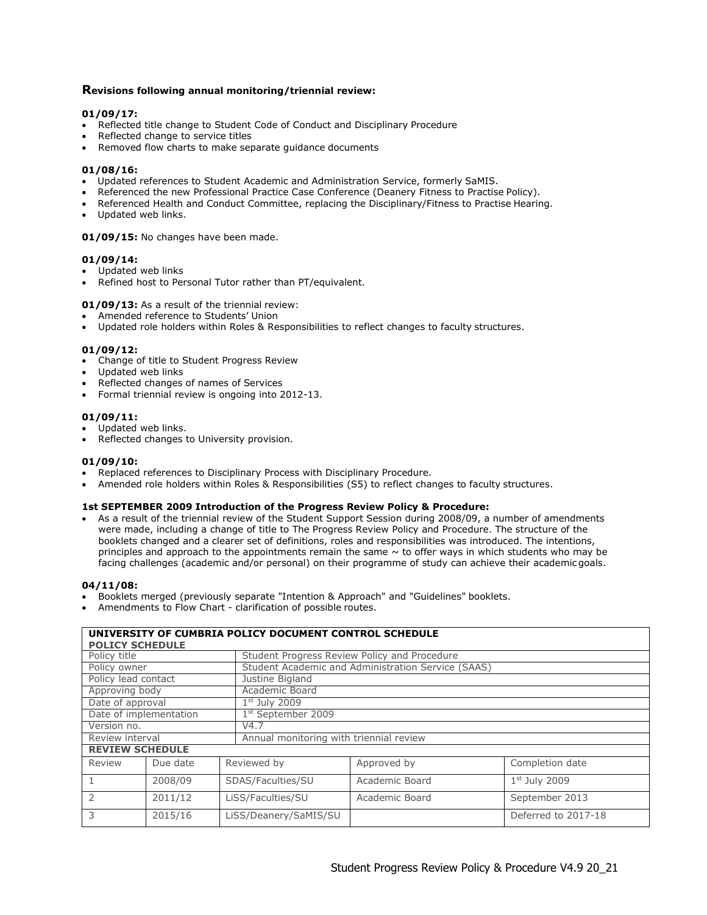## Revisions following annual monitoring/triennial review:

**01/09/17:**

- Reflected title change to Student Code of Conduct and Disciplinary Procedure
- Reflected change to service titles
- Removed flow charts to make separate guidance documents

**01/08/16:**

- Updated references to Student Academic and Administration Service, formerly SaMIS.
- Referenced the new Professional Practice Case Conference (Deanery Fitness to Practise Policy).
- Referenced Health and Conduct Committee, replacing the Disciplinary/Fitness to Practise Hearing.
- Updated web links.

**01/09/15:** No changes have been made.

**01/09/14:**

- Updated web links
- Refined host to Personal Tutor rather than PT/equivalent.

**01/09/13:** As a result of the triennial review:

- Amended reference to Students' Union
- Updated role holders within Roles & Responsibilities to reflect changes to faculty structures.

**01/09/12:**

- Change of title to Student Progress Review
- Updated web links
- Reflected changes of names of Services
- Formal triennial review is ongoing into 2012-13.

**01/09/11:**

- Updated web links.
- Reflected changes to University provision.

**01/09/10:**

- Replaced references to Disciplinary Process with Disciplinary Procedure.
- Amended role holders within Roles & Responsibilities (S5) to reflect changes to faculty structures.

**1st SEPTEMBER 2009 Introduction of the Progress Review Policy & Procedure:**

- As a result of the triennial review of the Student Support Session during 2008/09, a number of amendments were made, including a change of title to The Progress Review Policy and Procedure. The structure of the booklets changed and a clearer set of definitions, roles and responsibilities was introduced. The intentions, principles and approach to the appointments remain the same ~ to offer ways in which students who may be facing challenges (academic and/or personal) on their programme of study can achieve their academic goals.

**04/11/08:**

- Booklets merged (previously separate "Intention & Approach" and "Guidelines" booklets.
- Amendments to Flow Chart - clarification of possible routes.

| **UNIVERSITY OF CUMBRIA POLICY DOCUMENT CONTROL SCHEDULE** | | | | |
|---|---|---|---|---|
| **POLICY SCHEDULE** | | | | |
| Policy title | | Student Progress Review Policy and Procedure | | |
| Policy owner | | Student Academic and Administration Service (SAAS) | | |
| Policy lead contact | | Justine Bigland | | |
| Approving body | | Academic Board | | |
| Date of approval | | 1st July 2009 | | |
| Date of implementation | | 1st September 2009 | | |
| Version no. | | V4.7 | | |
| Review interval | | Annual monitoring with triennial review | | |
| **REVIEW SCHEDULE** | | | | |
| Review | Due date | Reviewed by | Approved by | Completion date |
| 1 | 2008/09 | SDAS/Faculties/SU | Academic Board | 1st July 2009 |
| 2 | 2011/12 | LiSS/Faculties/SU | Academic Board | September 2013 |
| 3 | 2015/16 | LiSS/Deanery/SaMIS/SU | | Deferred to 2017-18 |